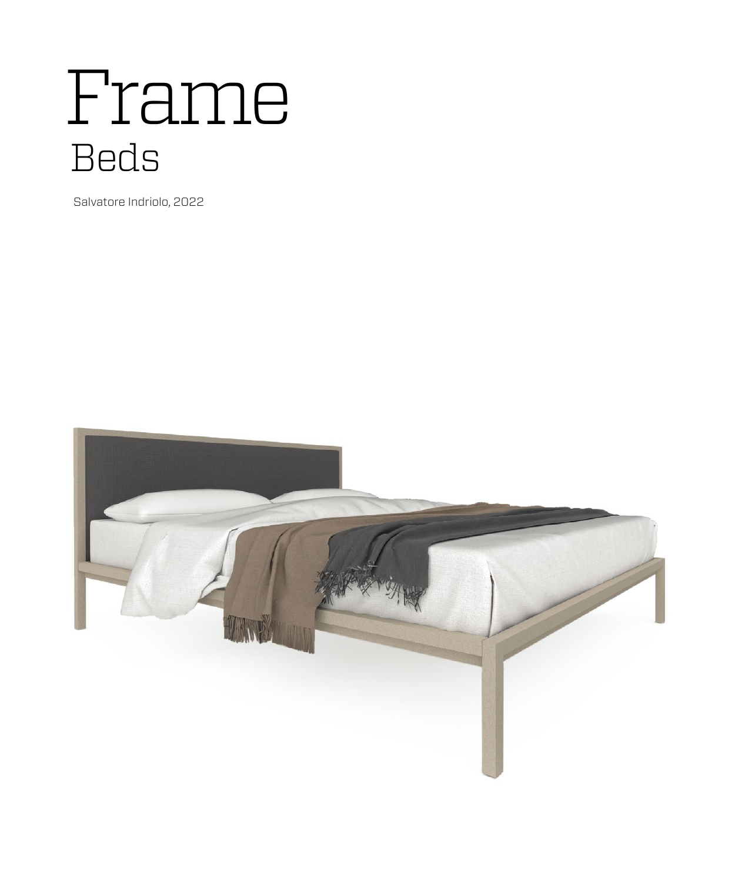# Frame

## Beds

Salvatore Indriolo, 2022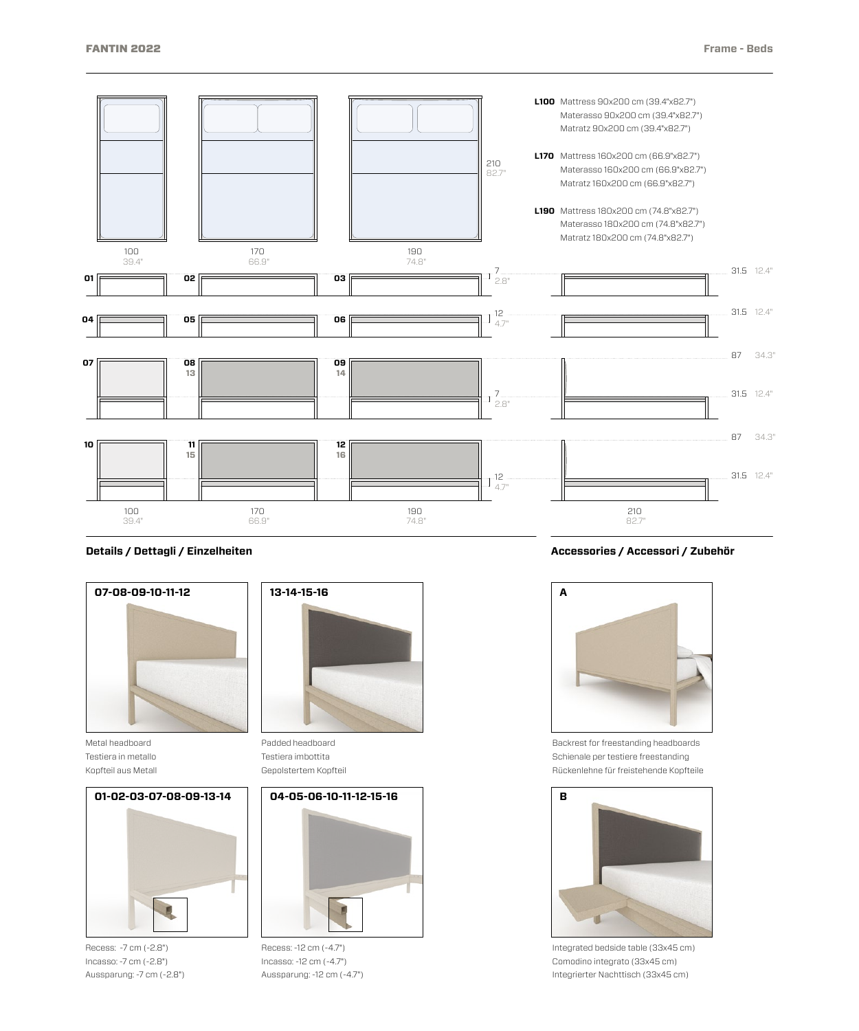**L100** Mattress 90x200 cm (39.4"x82.7")
Materasso 90x200 cm (39.4"x82.7")
Matratz 90x200 cm (39.4"x82.7")

**L170** Mattress 160x200 cm (66.9"x82.7")
Materasso 160x200 cm (66.9"x82.7")
Matratz 160x200 cm (66.9"x82.7")

**L190** Mattress 180x200 cm (74.8"x82.7")
Materasso 180x200 cm (74.8"x82.7")
Matratz 180x200 cm (74.8"x82.7")

210
82.7"

100
39.4"

170
66.9"

190
74.8"

01 02 03

7
2.8"

31.5 12.4"

04 05 06

12
4.7"

31.5 12.4"

07 08 13 09 14

87 34.3"

7
2.8"

31.5 12.4"

10 11 15 12 16

87 34.3"

12
4.7"

31.5 12.4"

100
39.4"

170
66.9"

190
74.8"

210
82.7"

## Details / Dettagli / Einzelheiten

**07-08-09-10-11-12**

Metal headboard
Testiera in metallo
Kopfteil aus Metall

**13-14-15-16**

Padded headboard
Testiera imbottita
Gepolstertem Kopfteil

**01-02-03-07-08-09-13-14**

Recess: -7 cm (-2.8")
Incasso: -7 cm (-2.8")
Aussparung: -7 cm (-2.8")

**04-05-06-10-11-12-15-16**

Recess: -12 cm (-4.7")
Incasso: -12 cm (-4.7")
Aussparung: -12 cm (-4.7")

## Accessories / Accessori / Zubehör

**A**

Backrest for freestanding headboards
Schienale per testiere freestanding
Rückenlehne für freistehende Kopfteile

**B**

Integrated bedside table (33x45 cm)
Comodino integrato (33x45 cm)
Integrierter Nachttisch (33x45 cm)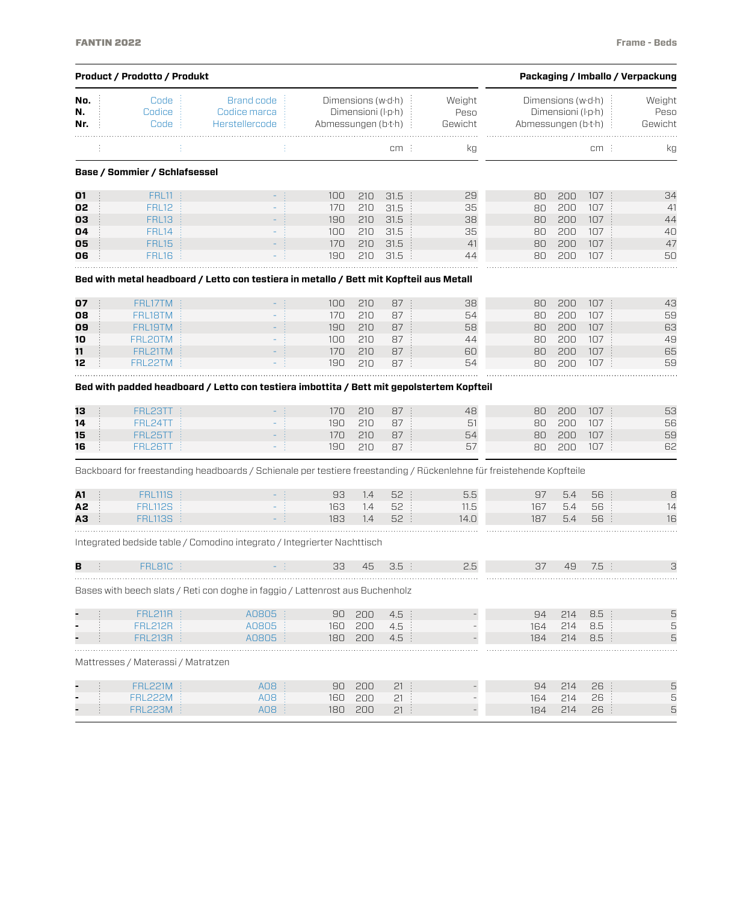| Product / Prodotto / Produkt | | | | | | | Packaging / Imballo / Verpackung | | | |
|---|---|---|---|---|---|---|---|---|---|---|
| No. / N. / Nr. | Code / Codice / Code | Brand code / Codice marca / Herstellercode | Dimensions (w·d·h) / Dimensioni (l·p·h) / Abmessungen (b·t·h) | | | Weight / Peso / Gewicht | Dimensions (w·d·h) / Dimensioni (l·p·h) / Abmessungen (b·t·h) | | | Weight / Peso / Gewicht |
| | | | | | cm | kg | | | cm | kg |
| **Base / Sommier / Schlafsessel** | | | | | | | | | | |
| **01** | FRL11 | - | 100 | 210 | 31.5 | 29 | 80 | 200 | 107 | 34 |
| **02** | FRL12 | - | 170 | 210 | 31.5 | 35 | 80 | 200 | 107 | 41 |
| **03** | FRL13 | - | 190 | 210 | 31.5 | 38 | 80 | 200 | 107 | 44 |
| **04** | FRL14 | - | 100 | 210 | 31.5 | 35 | 80 | 200 | 107 | 40 |
| **05** | FRL15 | - | 170 | 210 | 31.5 | 41 | 80 | 200 | 107 | 47 |
| **06** | FRL16 | - | 190 | 210 | 31.5 | 44 | 80 | 200 | 107 | 50 |
| **Bed with metal headboard / Letto con testiera in metallo / Bett mit Kopfteil aus Metall** | | | | | | | | | | |
| **07** | FRL17TM | - | 100 | 210 | 87 | 38 | 80 | 200 | 107 | 43 |
| **08** | FRL18TM | - | 170 | 210 | 87 | 54 | 80 | 200 | 107 | 59 |
| **09** | FRL19TM | - | 190 | 210 | 87 | 58 | 80 | 200 | 107 | 63 |
| **10** | FRL20TM | - | 100 | 210 | 87 | 44 | 80 | 200 | 107 | 49 |
| **11** | FRL21TM | - | 170 | 210 | 87 | 60 | 80 | 200 | 107 | 65 |
| **12** | FRL22TM | - | 190 | 210 | 87 | 54 | 80 | 200 | 107 | 59 |
| **Bed with padded headboard / Letto con testiera imbottita / Bett mit gepolstertem Kopfteil** | | | | | | | | | | |
| **13** | FRL23TT | - | 170 | 210 | 87 | 48 | 80 | 200 | 107 | 53 |
| **14** | FRL24TT | - | 190 | 210 | 87 | 51 | 80 | 200 | 107 | 56 |
| **15** | FRL25TT | - | 170 | 210 | 87 | 54 | 80 | 200 | 107 | 59 |
| **16** | FRL26TT | - | 190 | 210 | 87 | 57 | 80 | 200 | 107 | 62 |
| Backboard for freestanding headboards / Schienale per testiere freestanding / Rückenlehne für freistehende Kopfteile | | | | | | | | | | |
| **A1** | FRL111S | - | 93 | 1.4 | 52 | 5.5 | 97 | 5.4 | 56 | 8 |
| **A2** | FRL112S | - | 163 | 1.4 | 52 | 11.5 | 167 | 5.4 | 56 | 14 |
| **A3** | FRL113S | - | 183 | 1.4 | 52 | 14.0 | 187 | 5.4 | 56 | 16 |
| Integrated bedside table / Comodino integrato / Integrierter Nachttisch | | | | | | | | | | |
| **B** | FRL81C | - | 33 | 45 | 3.5 | 2.5 | 37 | 49 | 7.5 | 3 |
| Bases with beech slats / Reti con doghe in faggio / Lattenrost aus Buchenholz | | | | | | | | | | |
| **-** | FRL211R | A0805 | 90 | 200 | 4.5 | - | 94 | 214 | 8.5 | 5 |
| **-** | FRL212R | A0805 | 160 | 200 | 4.5 | - | 164 | 214 | 8.5 | 5 |
| **-** | FRL213R | A0805 | 180 | 200 | 4.5 | - | 184 | 214 | 8.5 | 5 |
| Mattresses / Materassi / Matratzen | | | | | | | | | | |
| **-** | FRL221M | A08 | 90 | 200 | 21 | - | 94 | 214 | 26 | 5 |
| **-** | FRL222M | A08 | 160 | 200 | 21 | - | 164 | 214 | 26 | 5 |
| **-** | FRL223M | A08 | 180 | 200 | 21 | - | 184 | 214 | 26 | 5 |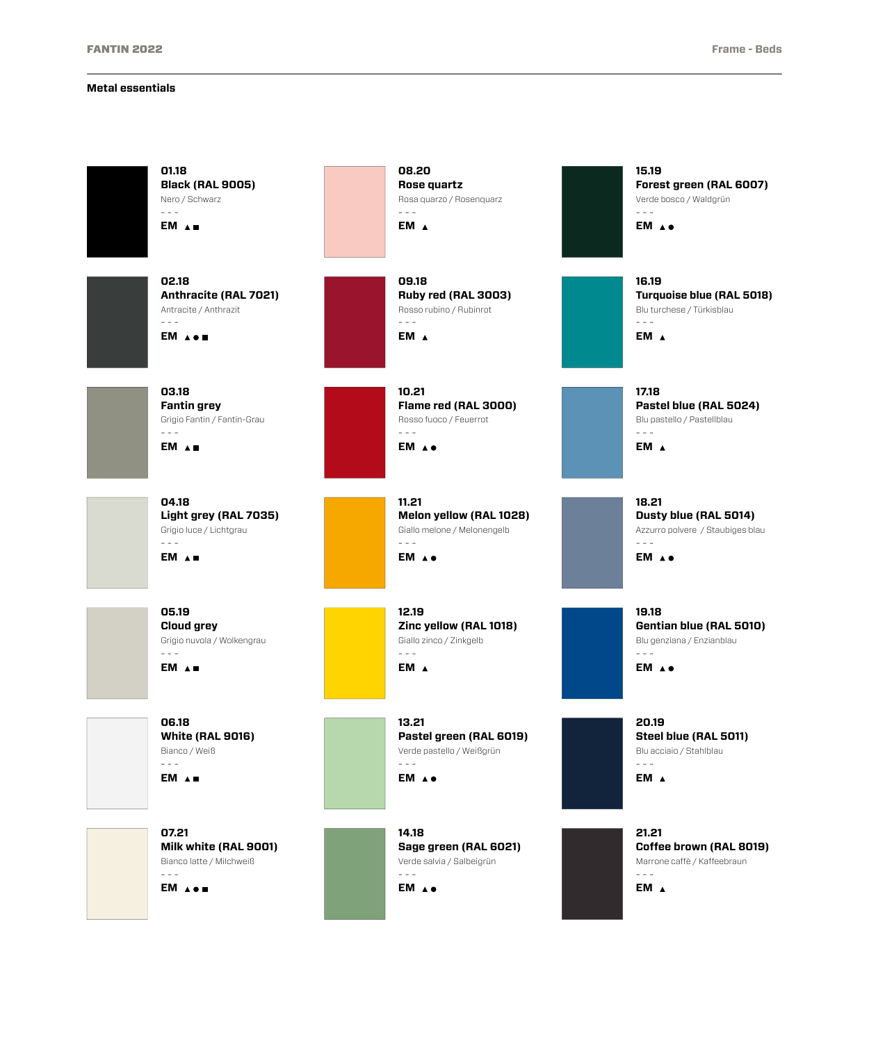## Metal essentials

**01.18**
**Black (RAL 9005)**
Nero / Schwarz
- - -
**EM** ▲■

**02.18**
**Anthracite (RAL 7021)**
Antracite / Anthrazit
- - -
**EM** ▲●■

**03.18**
**Fantin grey**
Grigio Fantin / Fantin-Grau
- - -
**EM** ▲■

**04.18**
**Light grey (RAL 7035)**
Grigio luce / Lichtgrau
- - -
**EM** ▲■

**05.19**
**Cloud grey**
Grigio nuvola / Wolkengrau
- - -
**EM** ▲■

**06.18**
**White (RAL 9016)**
Bianco / Weiß
- - -
**EM** ▲■

**07.21**
**Milk white (RAL 9001)**
Bianco latte / Milchweiß
- - -
**EM** ▲●■

**08.20**
**Rose quartz**
Rosa quarzo / Rosenquarz
- - -
**EM** ▲

**09.18**
**Ruby red (RAL 3003)**
Rosso rubino / Rubinrot
- - -
**EM** ▲

**10.21**
**Flame red (RAL 3000)**
Rosso fuoco / Feuerrot
- - -
**EM** ▲●

**11.21**
**Melon yellow (RAL 1028)**
Giallo melone / Melonengelb
- - -
**EM** ▲●

**12.19**
**Zinc yellow (RAL 1018)**
Giallo zinco / Zinkgelb
- - -
**EM** ▲

**13.21**
**Pastel green (RAL 6019)**
Verde pastello / Weißgrün
- - -
**EM** ▲●

**14.18**
**Sage green (RAL 6021)**
Verde salvia / Salbeigrün
- - -
**EM** ▲●

**15.19**
**Forest green (RAL 6007)**
Verde bosco / Waldgrün
- - -
**EM** ▲●

**16.19**
**Turquoise blue (RAL 5018)**
Blu turchese / Türkisblau
- - -
**EM** ▲

**17.18**
**Pastel blue (RAL 5024)**
Blu pastello / Pastellblau
- - -
**EM** ▲

**18.21**
**Dusty blue (RAL 5014)**
Azzurro polvere / Staubiges blau
- - -
**EM** ▲●

**19.18**
**Gentian blue (RAL 5010)**
Blu genziana / Enzianblau
- - -
**EM** ▲●

**20.19**
**Steel blue (RAL 5011)**
Blu acciaio / Stahlblau
- - -
**EM** ▲

**21.21**
**Coffee brown (RAL 8019)**
Marrone caffè / Kaffeebraun
- - -
**EM** ▲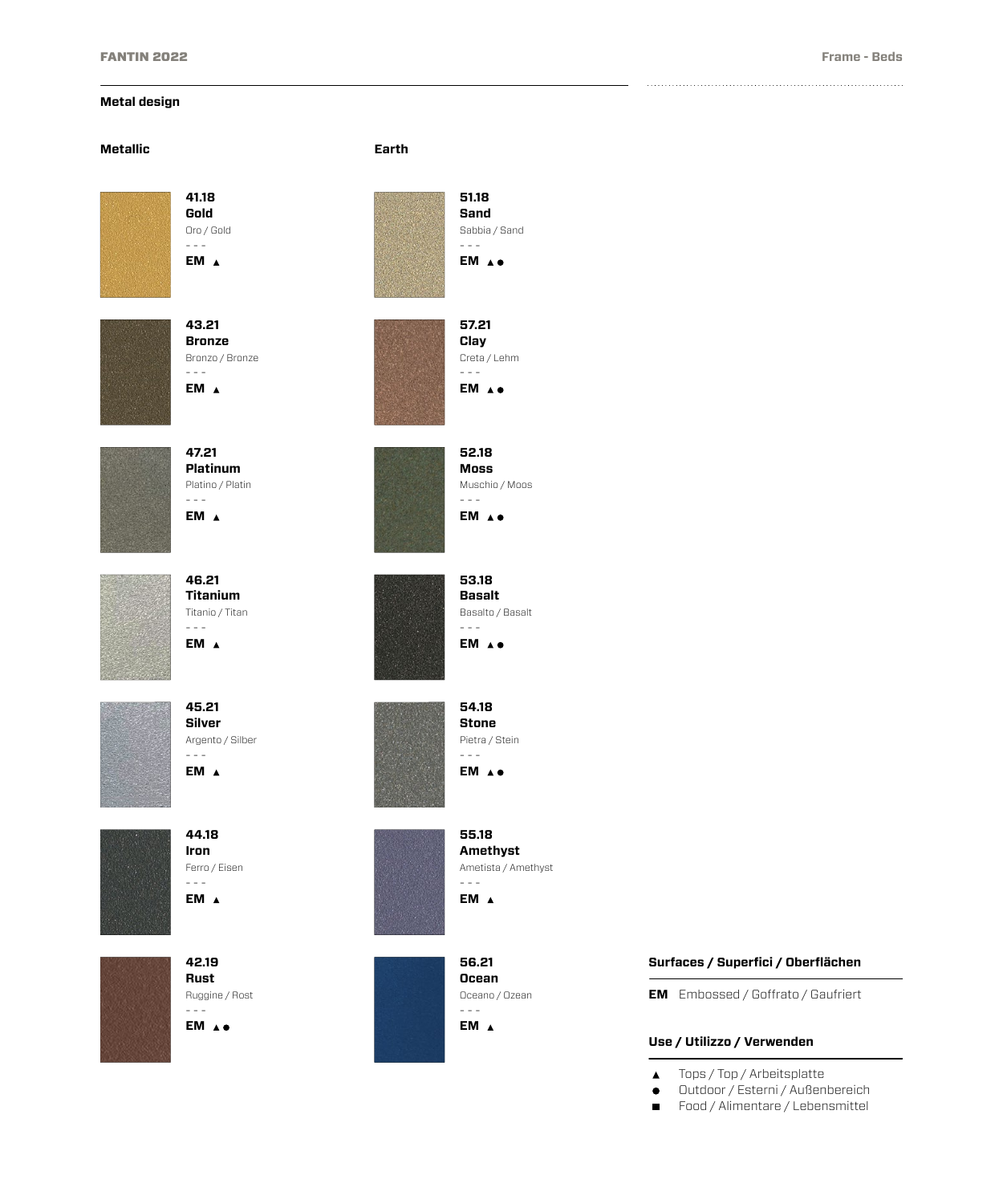## Metal design

### Metallic

**41.18**
**Gold**
Oro / Gold
- - -
**EM** ▲

**43.21**
**Bronze**
Bronzo / Bronze
- - -
**EM** ▲

**47.21**
**Platinum**
Platino / Platin
- - -
**EM** ▲

**46.21**
**Titanium**
Titanio / Titan
- - -
**EM** ▲

**45.21**
**Silver**
Argento / Silber
- - -
**EM** ▲

**44.18**
**Iron**
Ferro / Eisen
- - -
**EM** ▲

**42.19**
**Rust**
Ruggine / Rost
- - -
**EM** ▲●

### Earth

**51.18**
**Sand**
Sabbia / Sand
- - -
**EM** ▲●

**57.21**
**Clay**
Creta / Lehm
- - -
**EM** ▲●

**52.18**
**Moss**
Muschio / Moos
- - -
**EM** ▲●

**53.18**
**Basalt**
Basalto / Basalt
- - -
**EM** ▲●

**54.18**
**Stone**
Pietra / Stein
- - -
**EM** ▲●

**55.18**
**Amethyst**
Ametista / Amethyst
- - -
**EM** ▲

**56.21**
**Ocean**
Oceano / Ozean
- - -
**EM** ▲

### Surfaces / Superfici / Oberflächen

**EM** Embossed / Goffrato / Gaufriert

### Use / Utilizzo / Verwenden

▲ Tops / Top / Arbeitsplatte
● Outdoor / Esterni / Außenbereich
■ Food / Alimentare / Lebensmittel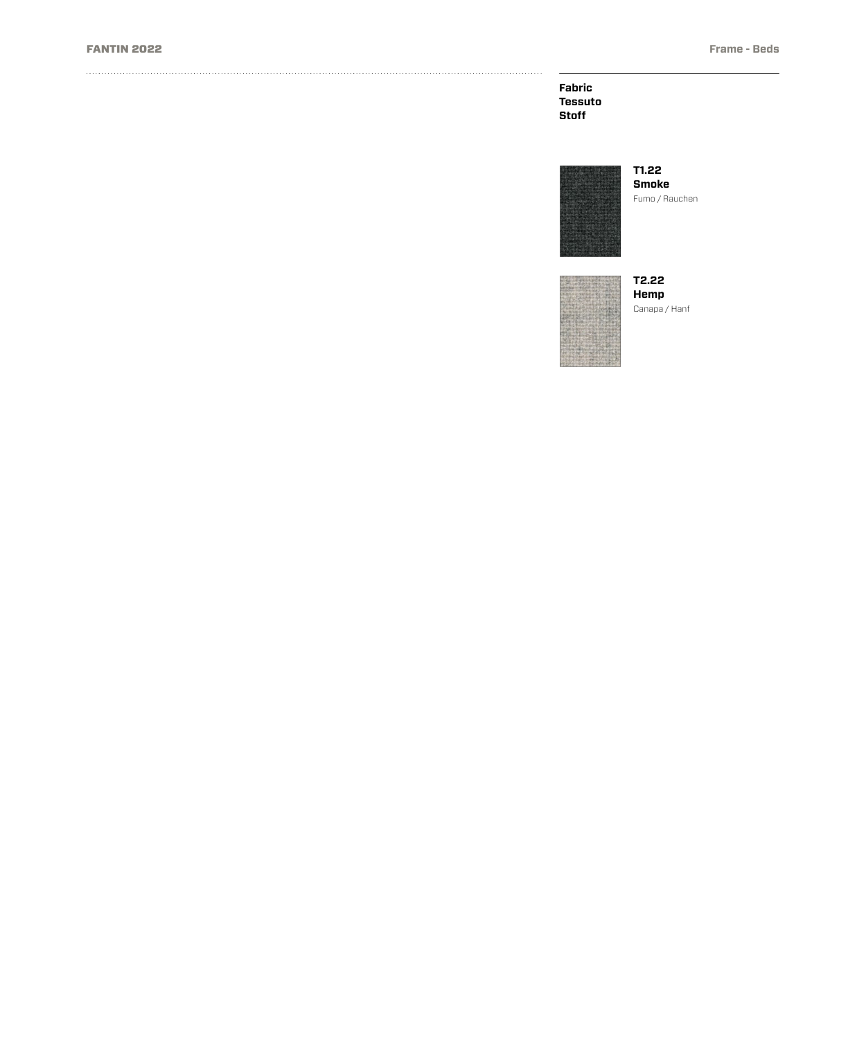## Fabric
## Tessuto
## Stoff

**T1.22**
**Smoke**
Fumo / Rauchen

**T2.22**
**Hemp**
Canapa / Hanf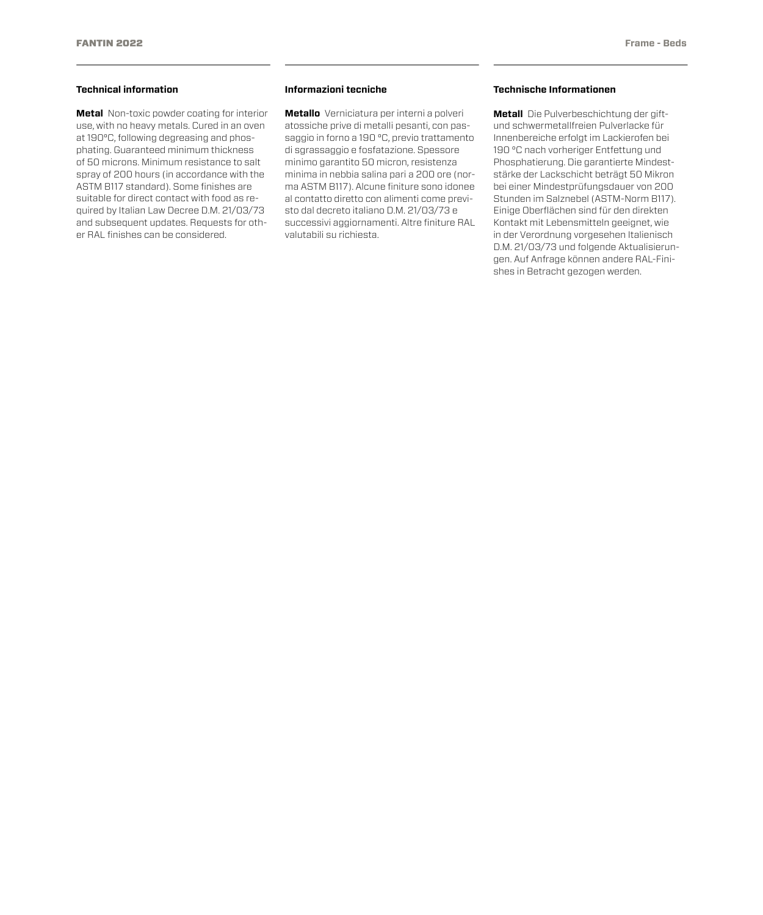## Technical information

**Metal** Non-toxic powder coating for interior use, with no heavy metals. Cured in an oven at 190°C, following degreasing and phosphating. Guaranteed minimum thickness of 50 microns. Minimum resistance to salt spray of 200 hours (in accordance with the ASTM B117 standard). Some finishes are suitable for direct contact with food as required by Italian Law Decree D.M. 21/03/73 and subsequent updates. Requests for other RAL finishes can be considered.

## Informazioni tecniche

**Metallo** Verniciatura per interni a polveri atossiche prive di metalli pesanti, con passaggio in forno a 190 °C, previo trattamento di sgrassaggio e fosfatazione. Spessore minimo garantito 50 micron, resistenza minima in nebbia salina pari a 200 ore (norma ASTM B117). Alcune finiture sono idonee al contatto diretto con alimenti come previsto dal decreto italiano D.M. 21/03/73 e successivi aggiornamenti. Altre finiture RAL valutabili su richiesta.

## Technische Informationen

**Metall** Die Pulverbeschichtung der gift- und schwermetallfreien Pulverlacke für Innenbereiche erfolgt im Lackierofen bei 190 °C nach vorheriger Entfettung und Phosphatierung. Die garantierte Mindeststärke der Lackschicht beträgt 50 Mikron bei einer Mindestprüfungsdauer von 200 Stunden im Salznebel (ASTM-Norm B117). Einige Oberflächen sind für den direkten Kontakt mit Lebensmitteln geeignet, wie in der Verordnung vorgesehen Italienisch D.M. 21/03/73 und folgende Aktualisierungen. Auf Anfrage können andere RAL-Finishes in Betracht gezogen werden.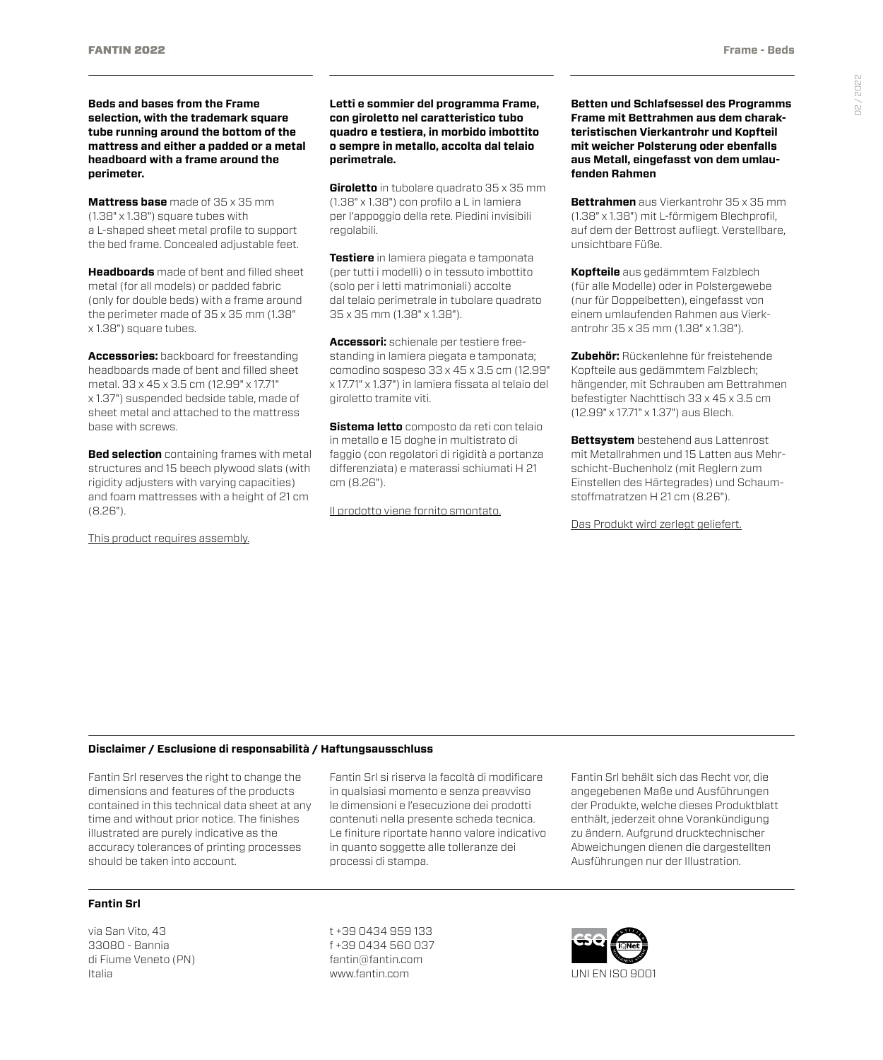**Beds and bases from the Frame selection, with the trademark square tube running around the bottom of the mattress and either a padded or a metal headboard with a frame around the perimeter.**

**Mattress base** made of 35 x 35 mm (1.38" x 1.38") square tubes with a L-shaped sheet metal profile to support the bed frame. Concealed adjustable feet.

**Headboards** made of bent and filled sheet metal (for all models) or padded fabric (only for double beds) with a frame around the perimeter made of 35 x 35 mm (1.38" x 1.38") square tubes.

**Accessories:** backboard for freestanding headboards made of bent and filled sheet metal. 33 x 45 x 3.5 cm (12.99" x 17.71" x 1.37") suspended bedside table, made of sheet metal and attached to the mattress base with screws.

**Bed selection** containing frames with metal structures and 15 beech plywood slats (with rigidity adjusters with varying capacities) and foam mattresses with a height of 21 cm (8.26").

<u>This product requires assembly.</u>

**Letti e sommier del programma Frame, con giroletto nel caratteristico tubo quadro e testiera, in morbido imbottito o sempre in metallo, accolta dal telaio perimetrale.**

**Giroletto** in tubolare quadrato 35 x 35 mm (1.38" x 1.38") con profilo a L in lamiera per l'appoggio della rete. Piedini invisibili regolabili.

**Testiere** in lamiera piegata e tamponata (per tutti i modelli) o in tessuto imbottito (solo per i letti matrimoniali) accolte dal telaio perimetrale in tubolare quadrato 35 x 35 mm (1.38" x 1.38").

**Accessori:** schienale per testiere free-standing in lamiera piegata e tamponata; comodino sospeso 33 x 45 x 3.5 cm (12.99" x 17.71" x 1.37") in lamiera fissata al telaio del giroletto tramite viti.

**Sistema letto** composto da reti con telaio in metallo e 15 doghe in multistrato di faggio (con regolatori di rigidità a portanza differenziata) e materassi schiumati H 21 cm (8.26").

<u>Il prodotto viene fornito smontato.</u>

**Betten und Schlafsessel des Programms Frame mit Bettrahmen aus dem charakteristischen Vierkantrohr und Kopfteil mit weicher Polsterung oder ebenfalls aus Metall, eingefasst von dem umlaufenden Rahmen**

**Bettrahmen** aus Vierkantrohr 35 x 35 mm (1.38" x 1.38") mit L-förmigem Blechprofil, auf dem der Bettrost aufliegt. Verstellbare, unsichtbare Füße.

**Kopfteile** aus gedämmtem Falzblech (für alle Modelle) oder in Polstergewebe (nur für Doppelbetten), eingefasst von einem umlaufenden Rahmen aus Vierkantrohr 35 x 35 mm (1.38" x 1.38").

**Zubehör:** Rückenlehne für freistehende Kopfteile aus gedämmtem Falzblech; hängender, mit Schrauben am Bettrahmen befestigter Nachttisch 33 x 45 x 3.5 cm (12.99" x 17.71" x 1.37") aus Blech.

**Bettsystem** bestehend aus Lattenrost mit Metallrahmen und 15 Latten aus Mehrschicht-Buchenholz (mit Reglern zum Einstellen des Härtegrades) und Schaumstoffmatratzen H 21 cm (8.26").

<u>Das Produkt wird zerlegt geliefert.</u>

**Disclaimer / Esclusione di responsabilità / Haftungsausschluss**

Fantin Srl reserves the right to change the dimensions and features of the products contained in this technical data sheet at any time and without prior notice. The finishes illustrated are purely indicative as the accuracy tolerances of printing processes should be taken into account.

Fantin Srl si riserva la facoltà di modificare in qualsiasi momento e senza preavviso le dimensioni e l'esecuzione dei prodotti contenuti nella presente scheda tecnica. Le finiture riportate hanno valore indicativo in quanto soggette alle tolleranze dei processi di stampa.

Fantin Srl behält sich das Recht vor, die angegebenen Maße und Ausführungen der Produkte, welche dieses Produktblatt enthält, jederzeit ohne Vorankündigung zu ändern. Aufgrund drucktechnischer Abweichungen dienen die dargestellten Ausführungen nur der Illustration.

**Fantin Srl**

via San Vito, 43
33080 - Bannia
di Fiume Veneto (PN)
Italia

t +39 0434 959 133
f +39 0434 560 037
fantin@fantin.com
www.fantin.com

UNI EN ISO 9001